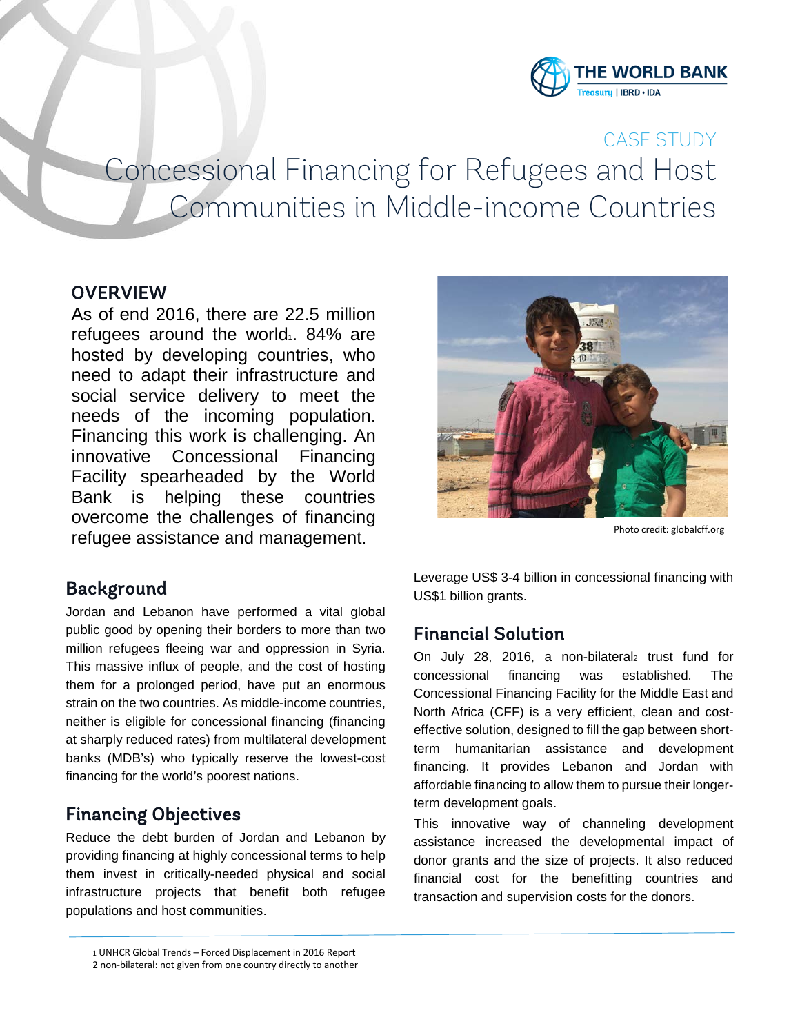CASE STUDY

# Concessional Financing for Refugees and Host Communities in Middle-income Countries

## OVERVIEW

As of end 2016, there are 22.5 million refugees around the world[1]. 84% are hosted by developing countries, who need to adapt their infrastructure and social service delivery to meet the needs of the incoming population. Financing this work is challenging. An innovative Concessional Financing Facility spearheaded by the World Bank is helping these countries overcome the challenges of financing refugee assistance and management.

Photo credit: globalcff.org

## Background

Jordan and Lebanon have performed a vital global public good by opening their borders to more than two million refugees fleeing war and oppression in Syria. This massive influx of people, and the cost of hosting them for a prolonged period, have put an enormous strain on the two countries. As middle-income countries, neither is eligible for concessional financing (financing at sharply reduced rates) from multilateral development banks (MDB's) who typically reserve the lowest-cost financing for the world's poorest nations.

## Financing Objectives

Reduce the debt burden of Jordan and Lebanon by providing financing at highly concessional terms to help them invest in critically-needed physical and social infrastructure projects that benefit both refugee populations and host communities.

Leverage US$ 3-4 billion in concessional financing with US$1 billion grants.

## Financial Solution

On July 28, 2016, a non-bilateral[2] trust fund for concessional financing was established. The Concessional Financing Facility for the Middle East and North Africa (CFF) is a very efficient, clean and cost-effective solution, designed to fill the gap between short-term humanitarian assistance and development financing. It provides Lebanon and Jordan with affordable financing to allow them to pursue their longer-term development goals.

This innovative way of channeling development assistance increased the developmental impact of donor grants and the size of projects. It also reduced financial cost for the benefitting countries and transaction and supervision costs for the donors.

---

[1] UNHCR Global Trends – Forced Displacement in 2016 Report

[2] non-bilateral: not given from one country directly to another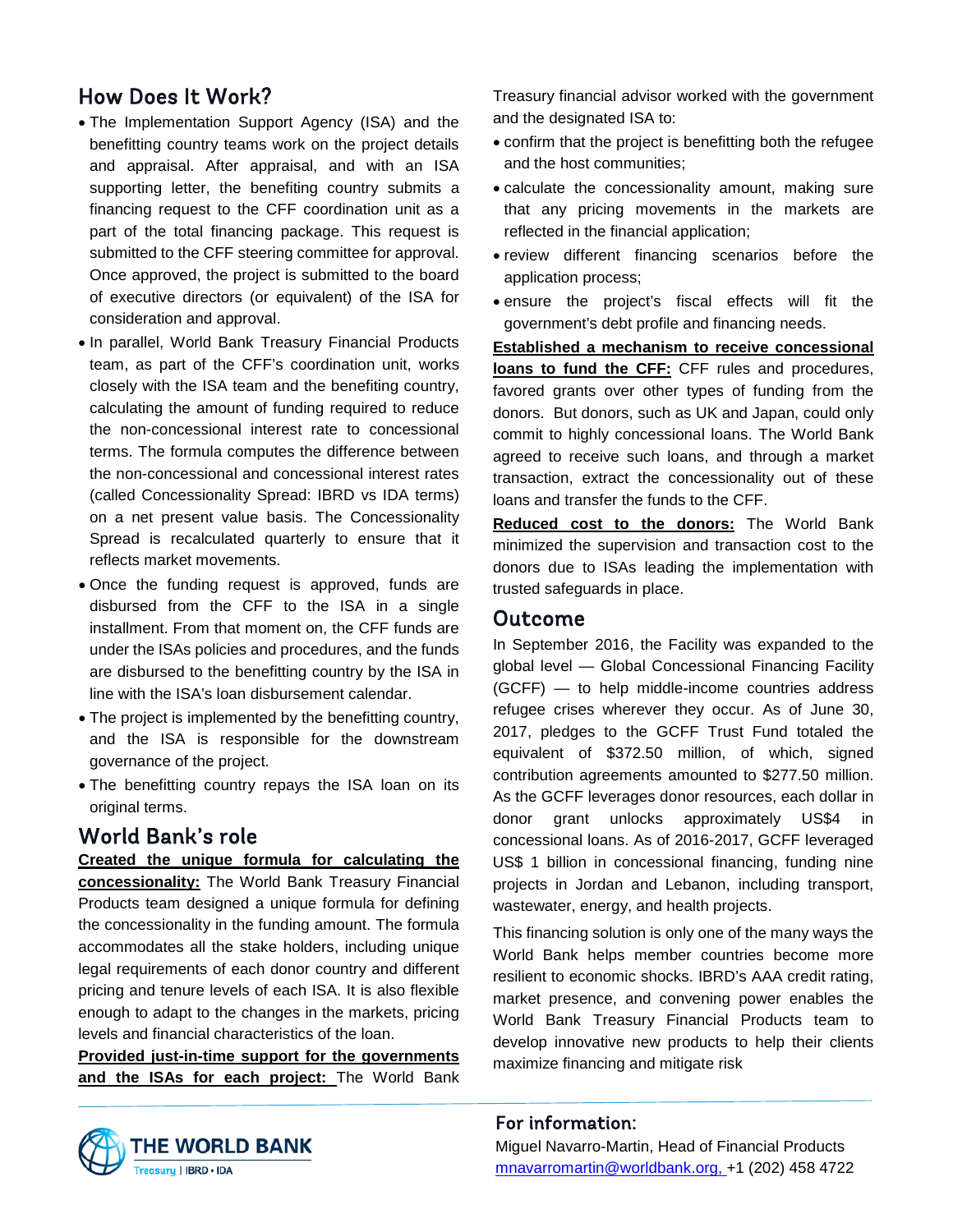## How Does It Work?

- The Implementation Support Agency (ISA) and the benefitting country teams work on the project details and appraisal. After appraisal, and with an ISA supporting letter, the benefiting country submits a financing request to the CFF coordination unit as a part of the total financing package. This request is submitted to the CFF steering committee for approval. Once approved, the project is submitted to the board of executive directors (or equivalent) of the ISA for consideration and approval.
- In parallel, World Bank Treasury Financial Products team, as part of the CFF's coordination unit, works closely with the ISA team and the benefiting country, calculating the amount of funding required to reduce the non-concessional interest rate to concessional terms. The formula computes the difference between the non-concessional and concessional interest rates (called Concessionality Spread: IBRD vs IDA terms) on a net present value basis. The Concessionality Spread is recalculated quarterly to ensure that it reflects market movements.
- Once the funding request is approved, funds are disbursed from the CFF to the ISA in a single installment. From that moment on, the CFF funds are under the ISAs policies and procedures, and the funds are disbursed to the benefitting country by the ISA in line with the ISA's loan disbursement calendar.
- The project is implemented by the benefitting country, and the ISA is responsible for the downstream governance of the project.
- The benefitting country repays the ISA loan on its original terms.

## World Bank's role

**Created the unique formula for calculating the concessionality:** The World Bank Treasury Financial Products team designed a unique formula for defining the concessionality in the funding amount. The formula accommodates all the stake holders, including unique legal requirements of each donor country and different pricing and tenure levels of each ISA. It is also flexible enough to adapt to the changes in the markets, pricing levels and financial characteristics of the loan.

**Provided just-in-time support for the governments and the ISAs for each project:** The World Bank Treasury financial advisor worked with the government and the designated ISA to:

- confirm that the project is benefitting both the refugee and the host communities;
- calculate the concessionality amount, making sure that any pricing movements in the markets are reflected in the financial application;
- review different financing scenarios before the application process;
- ensure the project's fiscal effects will fit the government's debt profile and financing needs.

**Established a mechanism to receive concessional loans to fund the CFF:** CFF rules and procedures, favored grants over other types of funding from the donors. But donors, such as UK and Japan, could only commit to highly concessional loans. The World Bank agreed to receive such loans, and through a market transaction, extract the concessionality out of these loans and transfer the funds to the CFF.

**Reduced cost to the donors:** The World Bank minimized the supervision and transaction cost to the donors due to ISAs leading the implementation with trusted safeguards in place.

## Outcome

In September 2016, the Facility was expanded to the global level — Global Concessional Financing Facility (GCFF) — to help middle-income countries address refugee crises wherever they occur. As of June 30, 2017, pledges to the GCFF Trust Fund totaled the equivalent of $372.50 million, of which, signed contribution agreements amounted to $277.50 million. As the GCFF leverages donor resources, each dollar in donor grant unlocks approximately US$4 in concessional loans. As of 2016-2017, GCFF leveraged US$ 1 billion in concessional financing, funding nine projects in Jordan and Lebanon, including transport, wastewater, energy, and health projects.

This financing solution is only one of the many ways the World Bank helps member countries become more resilient to economic shocks. IBRD's AAA credit rating, market presence, and convening power enables the World Bank Treasury Financial Products team to develop innovative new products to help their clients maximize financing and mitigate risk

THE WORLD BANK
Treasury | IBRD • IDA

### For information:

Miguel Navarro-Martin, Head of Financial Products
mnavarromartin@worldbank.org, +1 (202) 458 4722